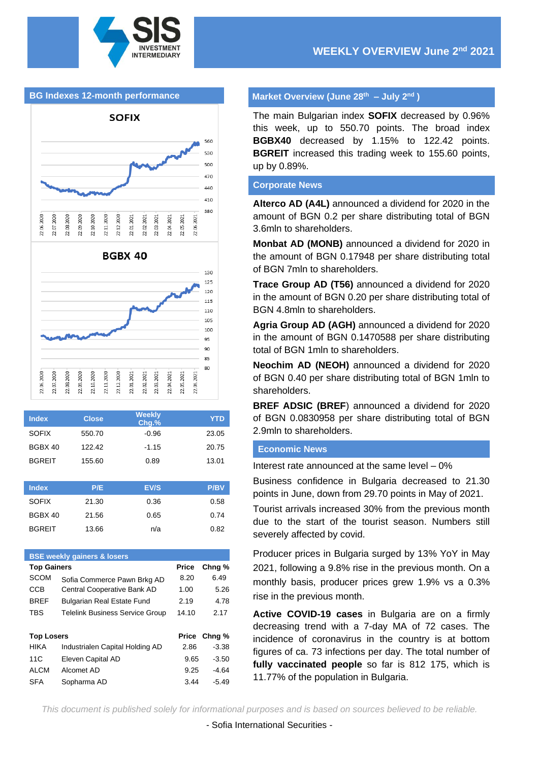**WEEKLY OVERVIEW June 2nd 2021**

## BG Indexes 12-month performance

**SOFIX**

**BGBX 40**

| Index | Close | Weekly Chg.% | YTD |
|---|---|---|---|
| SOFIX | 550.70 | -0.96 | 23.05 |
| BGBX 40 | 122.42 | -1.15 | 20.75 |
| BGREIT | 155.60 | 0.89 | 13.01 |

| Index | P/E | EV/S | P/BV |
|---|---|---|---|
| SOFIX | 21.30 | 0.36 | 0.58 |
| BGBX 40 | 21.56 | 0.65 | 0.74 |
| BGREIT | 13.66 | n/a | 0.82 |

### BSE weekly gainers & losers

| Top Gainers | | Price | Chng % |
|---|---|---|---|
| SCOM | Sofia Commerce Pawn Brkg AD | 8.20 | 6.49 |
| CCB | Central Cooperative Bank AD | 1.00 | 5.26 |
| BREF | Bulgarian Real Estate Fund | 2.19 | 4.78 |
| TBS | Telelink Business Service Group | 14.10 | 2.17 |

| Top Losers | | Price | Chng % |
|---|---|---|---|
| HIKA | Industrialen Capital Holding AD | 2.86 | -3.38 |
| 11C | Eleven Capital AD | 9.65 | -3.50 |
| ALCM | Alcomet AD | 9.25 | -4.64 |
| SFA | Sopharma AD | 3.44 | -5.49 |

## Market Overview (June 28th – July 2nd)

The main Bulgarian index **SOFIX** decreased by 0.96% this week, up to 550.70 points. The broad index **BGBX40** decreased by 1.15% to 122.42 points. **BGREIT** increased this trading week to 155.60 points, up by 0.89%.

## Corporate News

**Alterco AD (A4L)** announced a dividend for 2020 in the amount of BGN 0.2 per share distributing total of BGN 3.6mln to shareholders.

**Monbat AD (MONB)** announced a dividend for 2020 in the amount of BGN 0.17948 per share distributing total of BGN 7mln to shareholders.

**Trace Group AD (T56)** announced a dividend for 2020 in the amount of BGN 0.20 per share distributing total of BGN 4.8mln to shareholders.

**Agria Group AD (AGH)** announced a dividend for 2020 in the amount of BGN 0.1470588 per share distributing total of BGN 1mln to shareholders.

**Neochim AD (NEOH)** announced a dividend for 2020 of BGN 0.40 per share distributing total of BGN 1mln to shareholders.

**BREF ADSIC (BREF**) announced a dividend for 2020 of BGN 0.0830958 per share distributing total of BGN 2.9mln to shareholders.

## Economic News

Interest rate announced at the same level – 0%

Business confidence in Bulgaria decreased to 21.30 points in June, down from 29.70 points in May of 2021.

Tourist arrivals increased 30% from the previous month due to the start of the tourist season. Numbers still severely affected by covid.

Producer prices in Bulgaria surged by 13% YoY in May 2021, following a 9.8% rise in the previous month. On a monthly basis, producer prices grew 1.9% vs a 0.3% rise in the previous month.

**Active COVID-19 cases** in Bulgaria are on a firmly decreasing trend with a 7-day MA of 72 cases. The incidence of coronavirus in the country is at bottom figures of ca. 73 infections per day. The total number of **fully vaccinated people** so far is 812 175, which is 11.77% of the population in Bulgaria.

*This document is published solely for informational purposes and is based on sources believed to be reliable.*

- Sofia International Securities -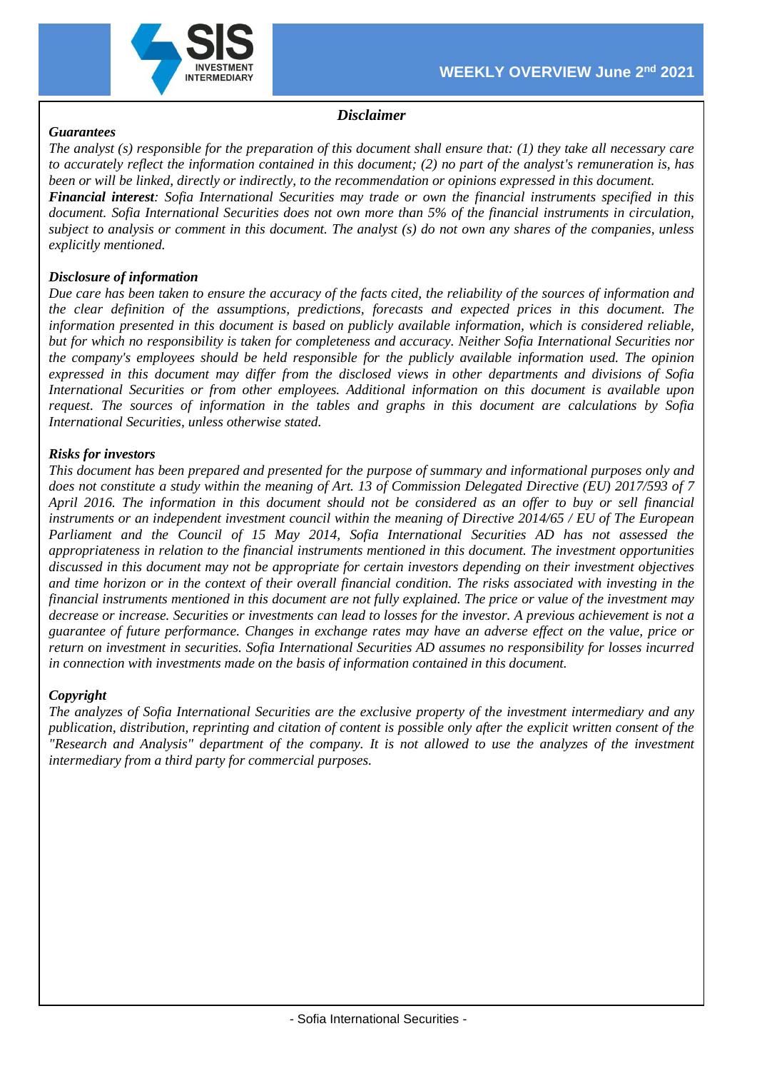## *Disclaimer*

***Guarantees***

*The analyst (s) responsible for the preparation of this document shall ensure that: (1) they take all necessary care to accurately reflect the information contained in this document; (2) no part of the analyst's remuneration is, has been or will be linked, directly or indirectly, to the recommendation or opinions expressed in this document.*

***Financial interest**: Sofia International Securities may trade or own the financial instruments specified in this document. Sofia International Securities does not own more than 5% of the financial instruments in circulation, subject to analysis or comment in this document. The analyst (s) do not own any shares of the companies, unless explicitly mentioned.*

***Disclosure of information***

*Due care has been taken to ensure the accuracy of the facts cited, the reliability of the sources of information and the clear definition of the assumptions, predictions, forecasts and expected prices in this document. The information presented in this document is based on publicly available information, which is considered reliable, but for which no responsibility is taken for completeness and accuracy. Neither Sofia International Securities nor the company's employees should be held responsible for the publicly available information used. The opinion expressed in this document may differ from the disclosed views in other departments and divisions of Sofia International Securities or from other employees. Additional information on this document is available upon request. The sources of information in the tables and graphs in this document are calculations by Sofia International Securities, unless otherwise stated.*

***Risks for investors***

*This document has been prepared and presented for the purpose of summary and informational purposes only and does not constitute a study within the meaning of Art. 13 of Commission Delegated Directive (EU) 2017/593 of 7 April 2016. The information in this document should not be considered as an offer to buy or sell financial instruments or an independent investment council within the meaning of Directive 2014/65 / EU of The European Parliament and the Council of 15 May 2014, Sofia International Securities AD has not assessed the appropriateness in relation to the financial instruments mentioned in this document. The investment opportunities discussed in this document may not be appropriate for certain investors depending on their investment objectives and time horizon or in the context of their overall financial condition. The risks associated with investing in the financial instruments mentioned in this document are not fully explained. The price or value of the investment may decrease or increase. Securities or investments can lead to losses for the investor. A previous achievement is not a guarantee of future performance. Changes in exchange rates may have an adverse effect on the value, price or return on investment in securities. Sofia International Securities AD assumes no responsibility for losses incurred in connection with investments made on the basis of information contained in this document.*

***Copyright***

*The analyzes of Sofia International Securities are the exclusive property of the investment intermediary and any publication, distribution, reprinting and citation of content is possible only after the explicit written consent of the "Research and Analysis" department of the company. It is not allowed to use the analyzes of the investment intermediary from a third party for commercial purposes.*